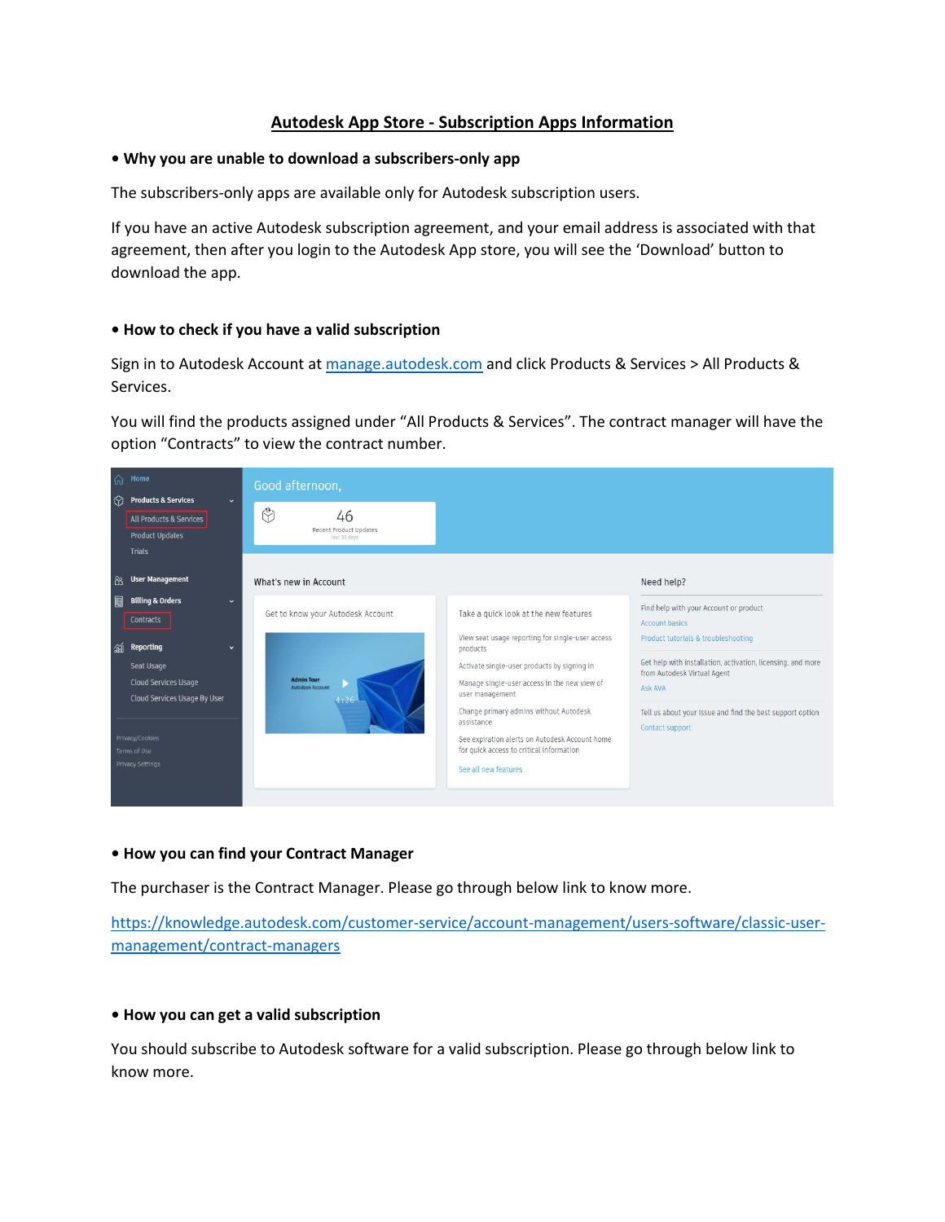# Autodesk App Store - Subscription Apps Information

**• Why you are unable to download a subscribers-only app**

The subscribers-only apps are available only for Autodesk subscription users.

If you have an active Autodesk subscription agreement, and your email address is associated with that agreement, then after you login to the Autodesk App store, you will see the 'Download' button to download the app.

**• How to check if you have a valid subscription**

Sign in to Autodesk Account at [manage.autodesk.com](manage.autodesk.com) and click Products & Services > All Products & Services.

You will find the products assigned under "All Products & Services". The contract manager will have the option "Contracts" to view the contract number.

**• How you can find your Contract Manager**

The purchaser is the Contract Manager. Please go through below link to know more.

https://knowledge.autodesk.com/customer-service/account-management/users-software/classic-user-management/contract-managers

**• How you can get a valid subscription**

You should subscribe to Autodesk software for a valid subscription. Please go through below link to know more.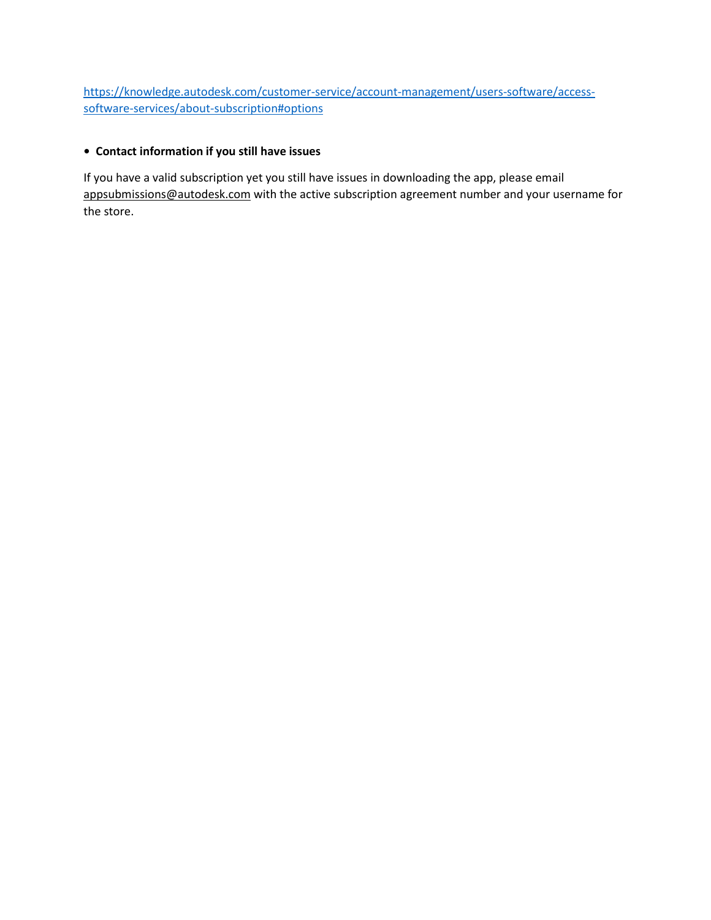https://knowledge.autodesk.com/customer-service/account-management/users-software/access-software-services/about-subscription#options

- **Contact information if you still have issues**

If you have a valid subscription yet you still have issues in downloading the app, please email appsubmissions@autodesk.com with the active subscription agreement number and your username for the store.